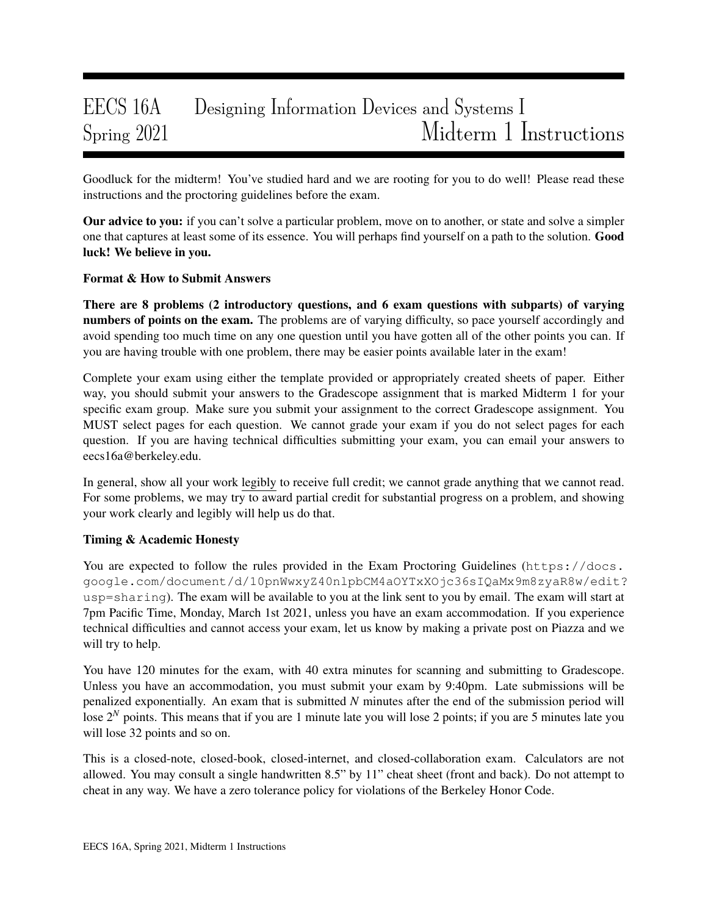# EECS 16A Designing Information Devices and Systems I
# Spring 2021 Midterm 1 Instructions

Goodluck for the midterm! You've studied hard and we are rooting for you to do well! Please read these instructions and the proctoring guidelines before the exam.

**Our advice to you:** if you can't solve a particular problem, move on to another, or state and solve a simpler one that captures at least some of its essence. You will perhaps find yourself on a path to the solution. **Good luck! We believe in you.**

**Format & How to Submit Answers**

**There are 8 problems (2 introductory questions, and 6 exam questions with subparts) of varying numbers of points on the exam.** The problems are of varying difficulty, so pace yourself accordingly and avoid spending too much time on any one question until you have gotten all of the other points you can. If you are having trouble with one problem, there may be easier points available later in the exam!

Complete your exam using either the template provided or appropriately created sheets of paper. Either way, you should submit your answers to the Gradescope assignment that is marked Midterm 1 for your specific exam group. Make sure you submit your assignment to the correct Gradescope assignment. You MUST select pages for each question. We cannot grade your exam if you do not select pages for each question. If you are having technical difficulties submitting your exam, you can email your answers to eecs16a@berkeley.edu.

In general, show all your work legibly to receive full credit; we cannot grade anything that we cannot read. For some problems, we may try to award partial credit for substantial progress on a problem, and showing your work clearly and legibly will help us do that.

**Timing & Academic Honesty**

You are expected to follow the rules provided in the Exam Proctoring Guidelines (`https://docs.google.com/document/d/10pnWwxyZ40nlpbCM4aOYTxXOjc36sIQaMx9m8zyaR8w/edit?usp=sharing`). The exam will be available to you at the link sent to you by email. The exam will start at 7pm Pacific Time, Monday, March 1st 2021, unless you have an exam accommodation. If you experience technical difficulties and cannot access your exam, let us know by making a private post on Piazza and we will try to help.

You have 120 minutes for the exam, with 40 extra minutes for scanning and submitting to Gradescope. Unless you have an accommodation, you must submit your exam by 9:40pm. Late submissions will be penalized exponentially. An exam that is submitted $N$ minutes after the end of the submission period will lose $2^N$ points. This means that if you are 1 minute late you will lose 2 points; if you are 5 minutes late you will lose 32 points and so on.

This is a closed-note, closed-book, closed-internet, and closed-collaboration exam. Calculators are not allowed. You may consult a single handwritten 8.5" by 11" cheat sheet (front and back). Do not attempt to cheat in any way. We have a zero tolerance policy for violations of the Berkeley Honor Code.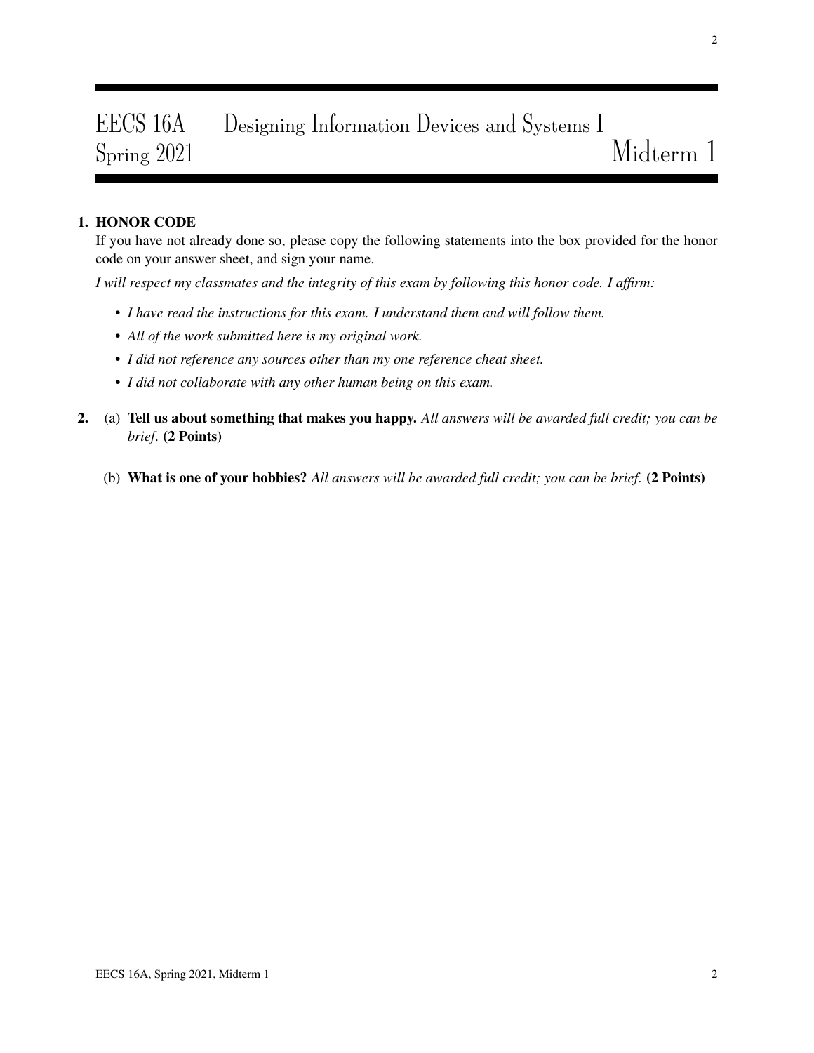# EECS 16A Designing Information Devices and Systems I
## Spring 2021 Midterm 1

**1. HONOR CODE**

If you have not already done so, please copy the following statements into the box provided for the honor code on your answer sheet, and sign your name.

*I will respect my classmates and the integrity of this exam by following this honor code. I affirm:*

- *I have read the instructions for this exam. I understand them and will follow them.*
- *All of the work submitted here is my original work.*
- *I did not reference any sources other than my one reference cheat sheet.*
- *I did not collaborate with any other human being on this exam.*

**2.** (a) **Tell us about something that makes you happy.** *All answers will be awarded full credit; you can be brief.* **(2 Points)**

(b) **What is one of your hobbies?** *All answers will be awarded full credit; you can be brief.* **(2 Points)**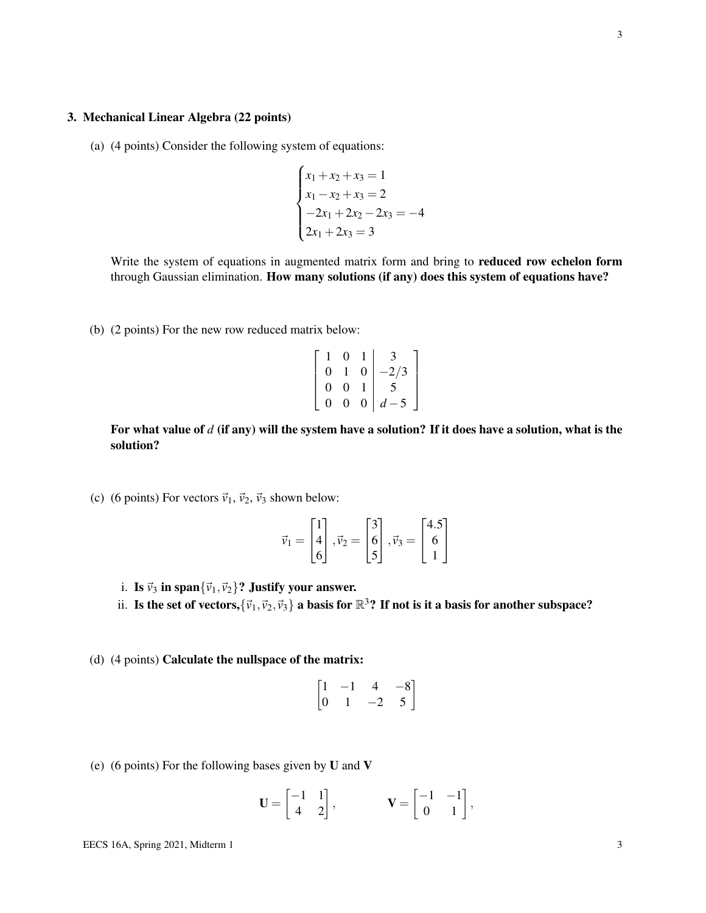## 3. Mechanical Linear Algebra (22 points)

(a) (4 points) Consider the following system of equations:

$$
\begin{cases}
x_1 + x_2 + x_3 = 1 \\
x_1 - x_2 + x_3 = 2 \\
-2x_1 + 2x_2 - 2x_3 = -4 \\
2x_1 + 2x_3 = 3
\end{cases}
$$

Write the system of equations in augmented matrix form and bring to **reduced row echelon form** through Gaussian elimination. **How many solutions (if any) does this system of equations have?**

(b) (2 points) For the new row reduced matrix below:

$$
\left[\begin{array}{ccc|c}
1 & 0 & 1 & 3 \\
0 & 1 & 0 & -2/3 \\
0 & 0 & 1 & 5 \\
0 & 0 & 0 & d-5
\end{array}\right]
$$

**For what value of $d$ (if any) will the system have a solution? If it does have a solution, what is the solution?**

(c) (6 points) For vectors $\vec{v}_1$, $\vec{v}_2$, $\vec{v}_3$ shown below:

$$
\vec{v}_1 = \begin{bmatrix} 1 \\ 4 \\ 6 \end{bmatrix}, \vec{v}_2 = \begin{bmatrix} 3 \\ 6 \\ 5 \end{bmatrix}, \vec{v}_3 = \begin{bmatrix} 4.5 \\ 6 \\ 1 \end{bmatrix}
$$

i. **Is $\vec{v}_3$ in span$\{\vec{v}_1, \vec{v}_2\}$? Justify your answer.**

ii. **Is the set of vectors, $\{\vec{v}_1, \vec{v}_2, \vec{v}_3\}$ a basis for $\mathbb{R}^3$? If not is it a basis for another subspace?**

(d) (4 points) **Calculate the nullspace of the matrix:**

$$
\begin{bmatrix} 1 & -1 & 4 & -8 \\ 0 & 1 & -2 & 5 \end{bmatrix}
$$

(e) (6 points) For the following bases given by **U** and **V**

$$
\mathbf{U} = \begin{bmatrix} -1 & 1 \\ 4 & 2 \end{bmatrix}, \qquad \mathbf{V} = \begin{bmatrix} -1 & -1 \\ 0 & 1 \end{bmatrix},
$$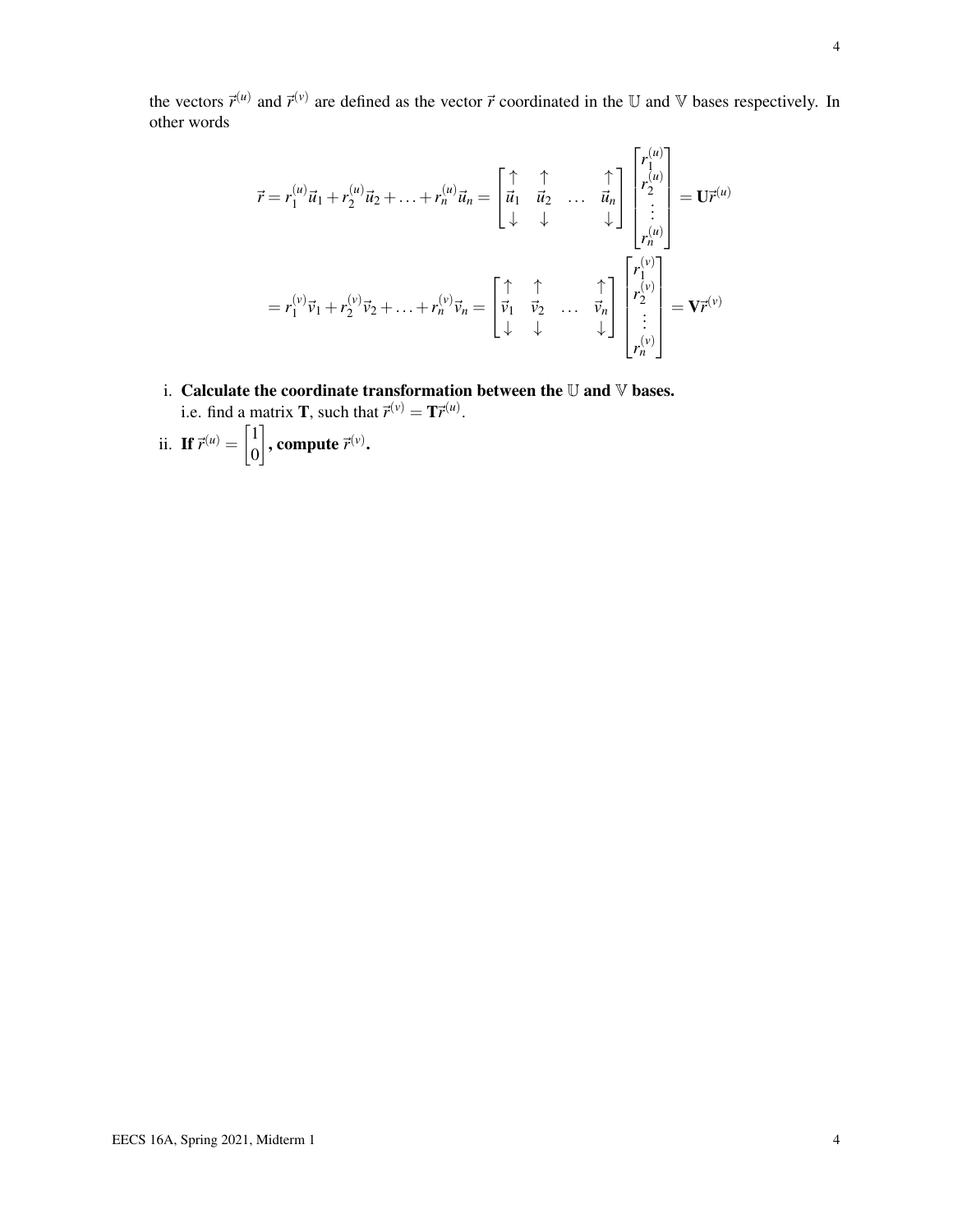the vectors $\vec{r}^{(u)}$ and $\vec{r}^{(v)}$ are defined as the vector $\vec{r}$ coordinated in the $\mathbb{U}$ and $\mathbb{V}$ bases respectively. In other words

$$\vec{r} = r_1^{(u)}\vec{u}_1 + r_2^{(u)}\vec{u}_2 + \ldots + r_n^{(u)}\vec{u}_n = \begin{bmatrix} \uparrow & \uparrow & & \uparrow \\ \vec{u}_1 & \vec{u}_2 & \ldots & \vec{u}_n \\ \downarrow & \downarrow & & \downarrow \end{bmatrix} \begin{bmatrix} r_1^{(u)} \\ r_2^{(u)} \\ \vdots \\ r_n^{(u)} \end{bmatrix} = \mathbf{U}\vec{r}^{(u)}$$

$$= r_1^{(v)}\vec{v}_1 + r_2^{(v)}\vec{v}_2 + \ldots + r_n^{(v)}\vec{v}_n = \begin{bmatrix} \uparrow & \uparrow & & \uparrow \\ \vec{v}_1 & \vec{v}_2 & \ldots & \vec{v}_n \\ \downarrow & \downarrow & & \downarrow \end{bmatrix} \begin{bmatrix} r_1^{(v)} \\ r_2^{(v)} \\ \vdots \\ r_n^{(v)} \end{bmatrix} = \mathbf{V}\vec{r}^{(v)}$$

i. **Calculate the coordinate transformation between the $\mathbb{U}$ and $\mathbb{V}$ bases.**
   i.e. find a matrix $\mathbf{T}$, such that $\vec{r}^{(v)} = \mathbf{T}\vec{r}^{(u)}$.

ii. **If $\vec{r}^{(u)} = \begin{bmatrix} 1 \\ 0 \end{bmatrix}$, compute $\vec{r}^{(v)}$.**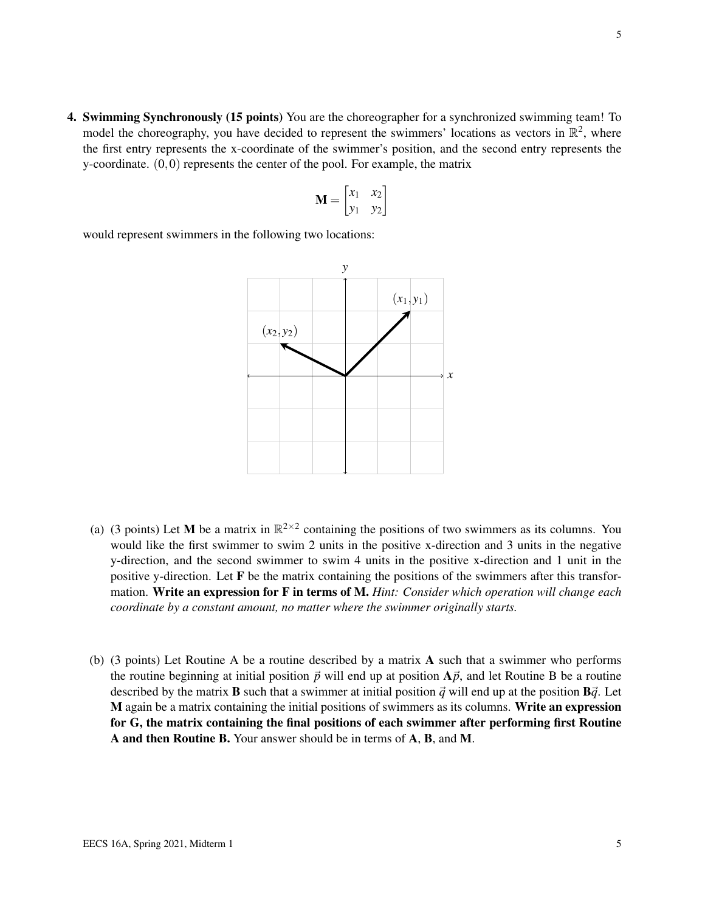**4. Swimming Synchronously (15 points)** You are the choreographer for a synchronized swimming team! To model the choreography, you have decided to represent the swimmers' locations as vectors in $\mathbb{R}^2$, where the first entry represents the x-coordinate of the swimmer's position, and the second entry represents the y-coordinate. $(0,0)$ represents the center of the pool. For example, the matrix

$$\mathbf{M} = \begin{bmatrix} x_1 & x_2 \\ y_1 & y_2 \end{bmatrix}$$

would represent swimmers in the following two locations:

(a) (3 points) Let $\mathbf{M}$ be a matrix in $\mathbb{R}^{2\times 2}$ containing the positions of two swimmers as its columns. You would like the first swimmer to swim 2 units in the positive x-direction and 3 units in the negative y-direction, and the second swimmer to swim 4 units in the positive x-direction and 1 unit in the positive y-direction. Let $\mathbf{F}$ be the matrix containing the positions of the swimmers after this transformation. **Write an expression for F in terms of M.** *Hint: Consider which operation will change each coordinate by a constant amount, no matter where the swimmer originally starts.*

(b) (3 points) Let Routine A be a routine described by a matrix $\mathbf{A}$ such that a swimmer who performs the routine beginning at initial position $\vec{p}$ will end up at position $\mathbf{A}\vec{p}$, and let Routine B be a routine described by the matrix $\mathbf{B}$ such that a swimmer at initial position $\vec{q}$ will end up at the position $\mathbf{B}\vec{q}$. Let $\mathbf{M}$ again be a matrix containing the initial positions of swimmers as its columns. **Write an expression for G, the matrix containing the final positions of each swimmer after performing first Routine A and then Routine B.** Your answer should be in terms of $\mathbf{A}$, $\mathbf{B}$, and $\mathbf{M}$.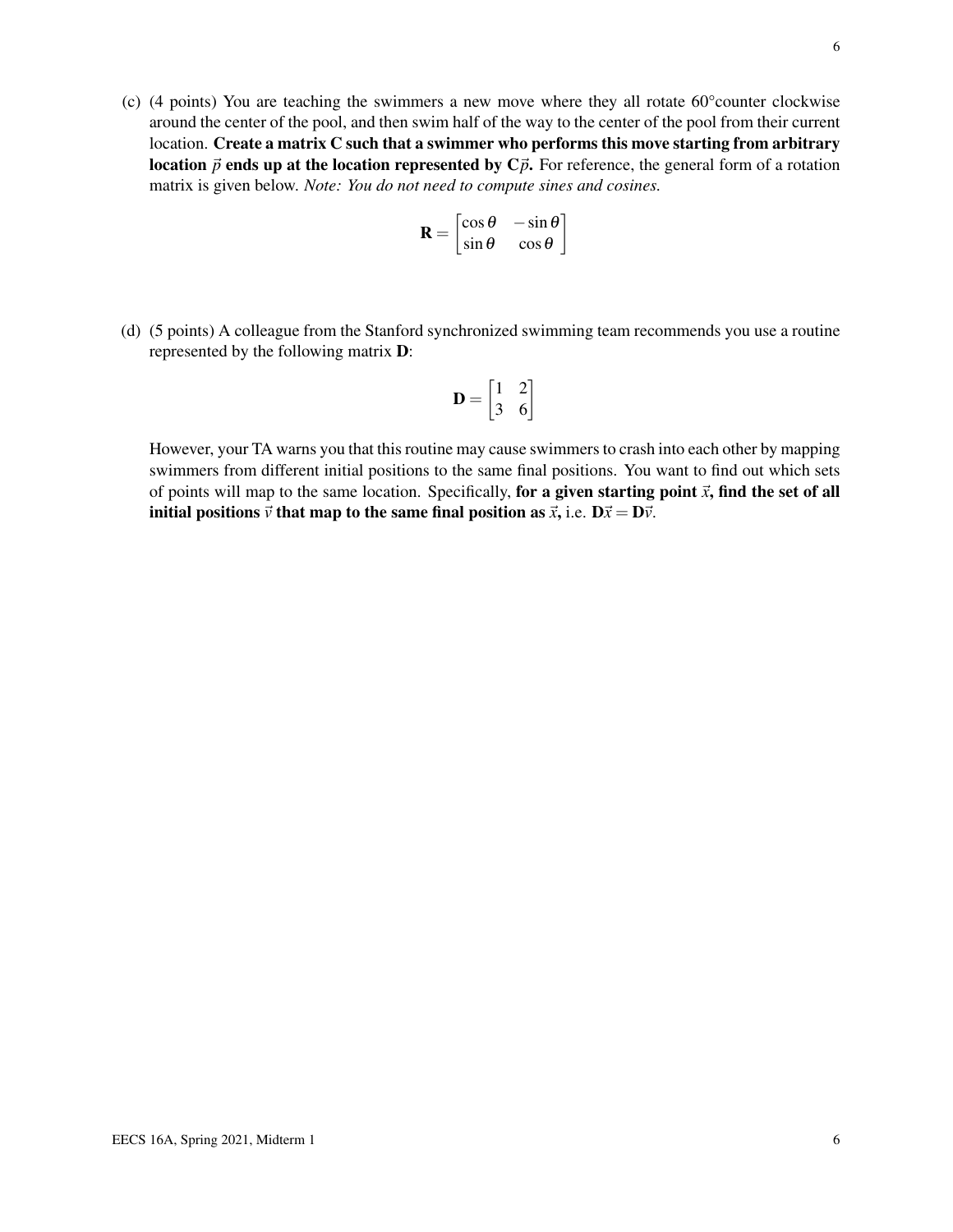(c) (4 points) You are teaching the swimmers a new move where they all rotate 60°counter clockwise around the center of the pool, and then swim half of the way to the center of the pool from their current location. **Create a matrix C such that a swimmer who performs this move starting from arbitrary location $\vec{p}$ ends up at the location represented by $\mathbf{C}\vec{p}$.** For reference, the general form of a rotation matrix is given below. *Note: You do not need to compute sines and cosines.*

$$\mathbf{R} = \begin{bmatrix} \cos\theta & -\sin\theta \\ \sin\theta & \cos\theta \end{bmatrix}$$

(d) (5 points) A colleague from the Stanford synchronized swimming team recommends you use a routine represented by the following matrix **D**:

$$\mathbf{D} = \begin{bmatrix} 1 & 2 \\ 3 & 6 \end{bmatrix}$$

However, your TA warns you that this routine may cause swimmers to crash into each other by mapping swimmers from different initial positions to the same final positions. You want to find out which sets of points will map to the same location. Specifically, **for a given starting point $\vec{x}$, find the set of all initial positions $\vec{v}$ that map to the same final position as $\vec{x}$,** i.e. $\mathbf{D}\vec{x} = \mathbf{D}\vec{v}$.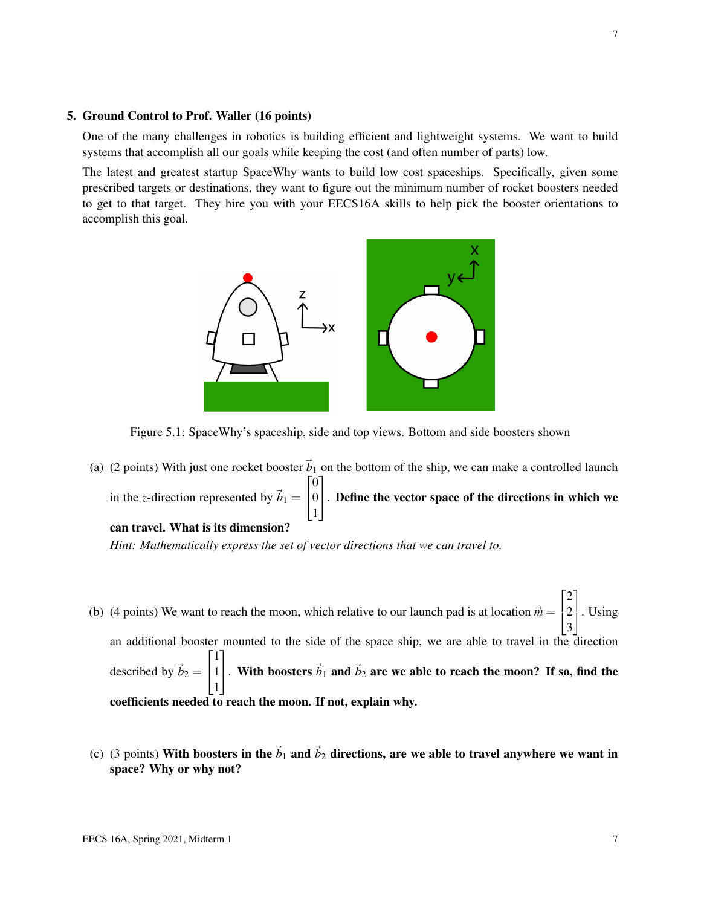## 5. Ground Control to Prof. Waller (16 points)

One of the many challenges in robotics is building efficient and lightweight systems. We want to build systems that accomplish all our goals while keeping the cost (and often number of parts) low.

The latest and greatest startup SpaceWhy wants to build low cost spaceships. Specifically, given some prescribed targets or destinations, they want to figure out the minimum number of rocket boosters needed to get to that target. They hire you with your EECS16A skills to help pick the booster orientations to accomplish this goal.

Figure 5.1: SpaceWhy's spaceship, side and top views. Bottom and side boosters shown

(a) (2 points) With just one rocket booster $\vec{b}_1$ on the bottom of the ship, we can make a controlled launch in the $z$-direction represented by $\vec{b}_1 = \begin{bmatrix} 0 \\ 0 \\ 1 \end{bmatrix}$. **Define the vector space of the directions in which we can travel. What is its dimension?**

*Hint: Mathematically express the set of vector directions that we can travel to.*

(b) (4 points) We want to reach the moon, which relative to our launch pad is at location $\vec{m} = \begin{bmatrix} 2 \\ 2 \\ 3 \end{bmatrix}$. Using an additional booster mounted to the side of the space ship, we are able to travel in the direction described by $\vec{b}_2 = \begin{bmatrix} 1 \\ 1 \\ 1 \end{bmatrix}$. **With boosters $\vec{b}_1$ and $\vec{b}_2$ are we able to reach the moon? If so, find the coefficients needed to reach the moon. If not, explain why.**

(c) (3 points) **With boosters in the $\vec{b}_1$ and $\vec{b}_2$ directions, are we able to travel anywhere we want in space? Why or why not?**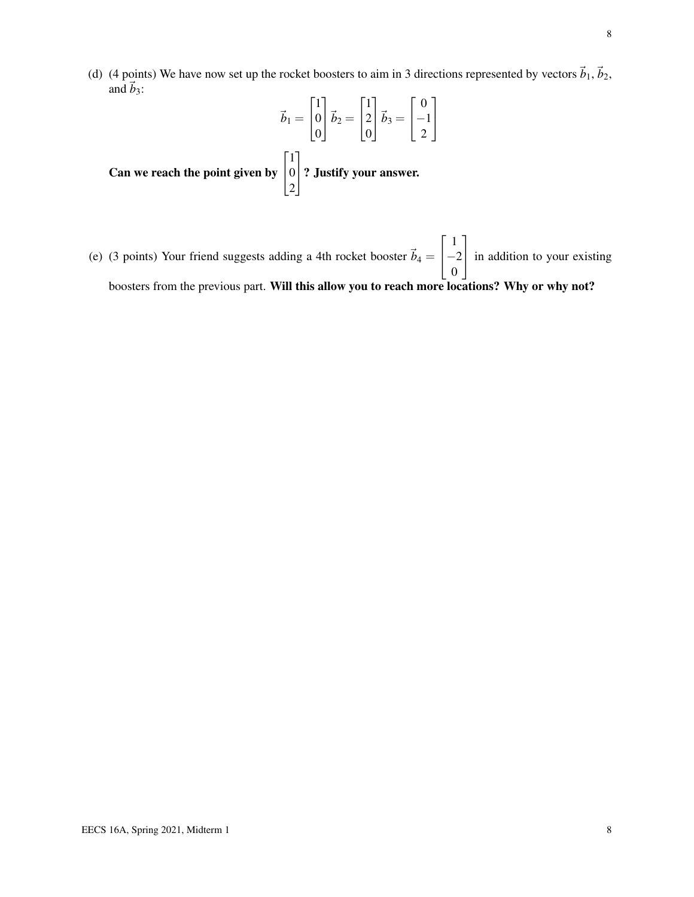(d) (4 points) We have now set up the rocket boosters to aim in 3 directions represented by vectors $\vec{b}_1$, $\vec{b}_2$, and $\vec{b}_3$:

$$\vec{b}_1 = \begin{bmatrix} 1 \\ 0 \\ 0 \end{bmatrix} \; \vec{b}_2 = \begin{bmatrix} 1 \\ 2 \\ 0 \end{bmatrix} \; \vec{b}_3 = \begin{bmatrix} 0 \\ -1 \\ 2 \end{bmatrix}$$

**Can we reach the point given by** $\begin{bmatrix} 1 \\ 0 \\ 2 \end{bmatrix}$ **? Justify your answer.**

(e) (3 points) Your friend suggests adding a 4th rocket booster $\vec{b}_4 = \begin{bmatrix} 1 \\ -2 \\ 0 \end{bmatrix}$ in addition to your existing boosters from the previous part. **Will this allow you to reach more locations? Why or why not?**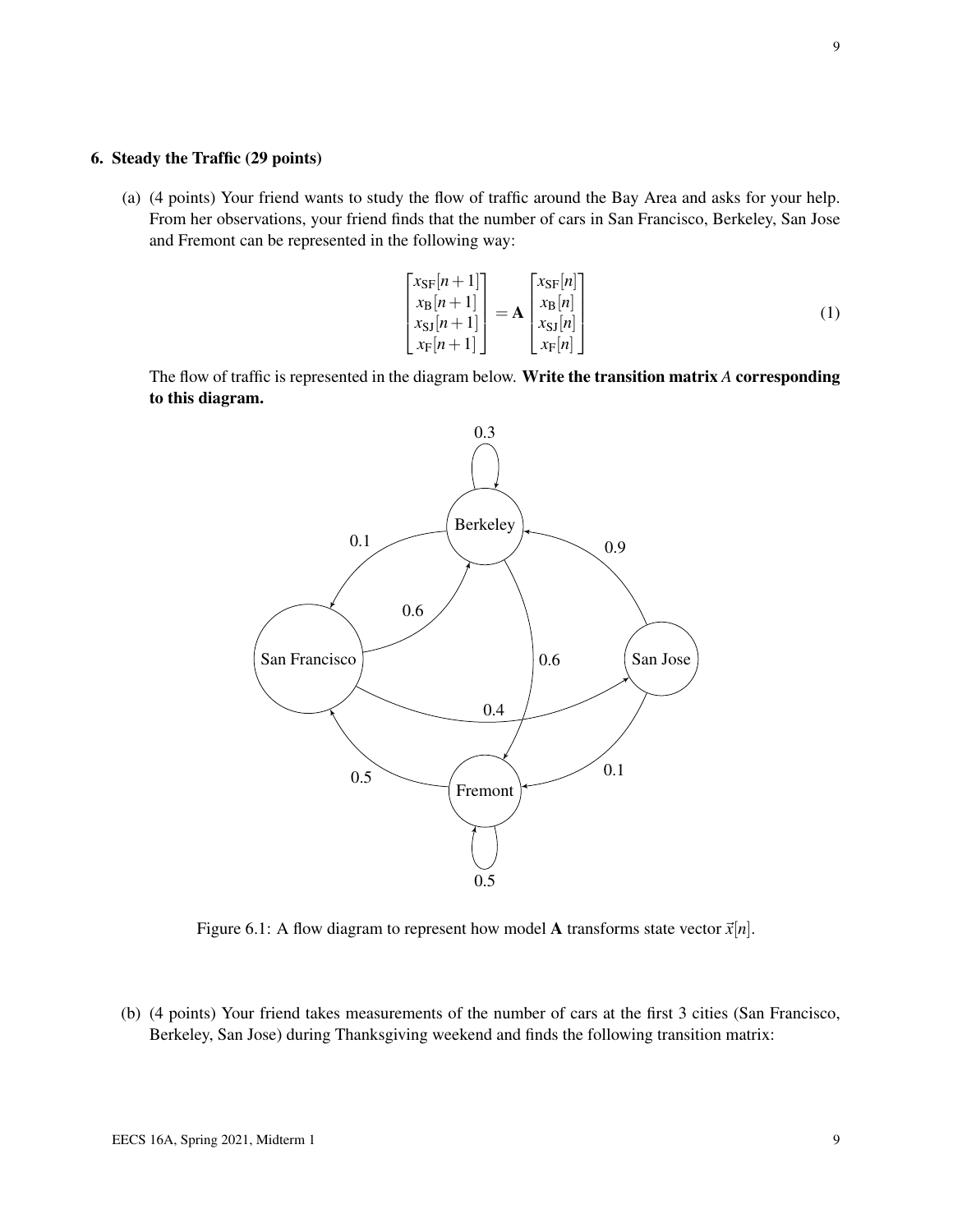### 6. Steady the Traffic (29 points)

(a) (4 points) Your friend wants to study the flow of traffic around the Bay Area and asks for your help. From her observations, your friend finds that the number of cars in San Francisco, Berkeley, San Jose and Fremont can be represented in the following way:

$$\begin{bmatrix} x_{\text{SF}}[n+1] \\ x_{\text{B}}[n+1] \\ x_{\text{SJ}}[n+1] \\ x_{\text{F}}[n+1] \end{bmatrix} = \mathbf{A} \begin{bmatrix} x_{\text{SF}}[n] \\ x_{\text{B}}[n] \\ x_{\text{SJ}}[n] \\ x_{\text{F}}[n] \end{bmatrix} \tag{1}$$

The flow of traffic is represented in the diagram below. **Write the transition matrix $A$ corresponding to this diagram.**

Figure 6.1: A flow diagram to represent how model $\mathbf{A}$ transforms state vector $\vec{x}[n]$.

(b) (4 points) Your friend takes measurements of the number of cars at the first 3 cities (San Francisco, Berkeley, San Jose) during Thanksgiving weekend and finds the following transition matrix: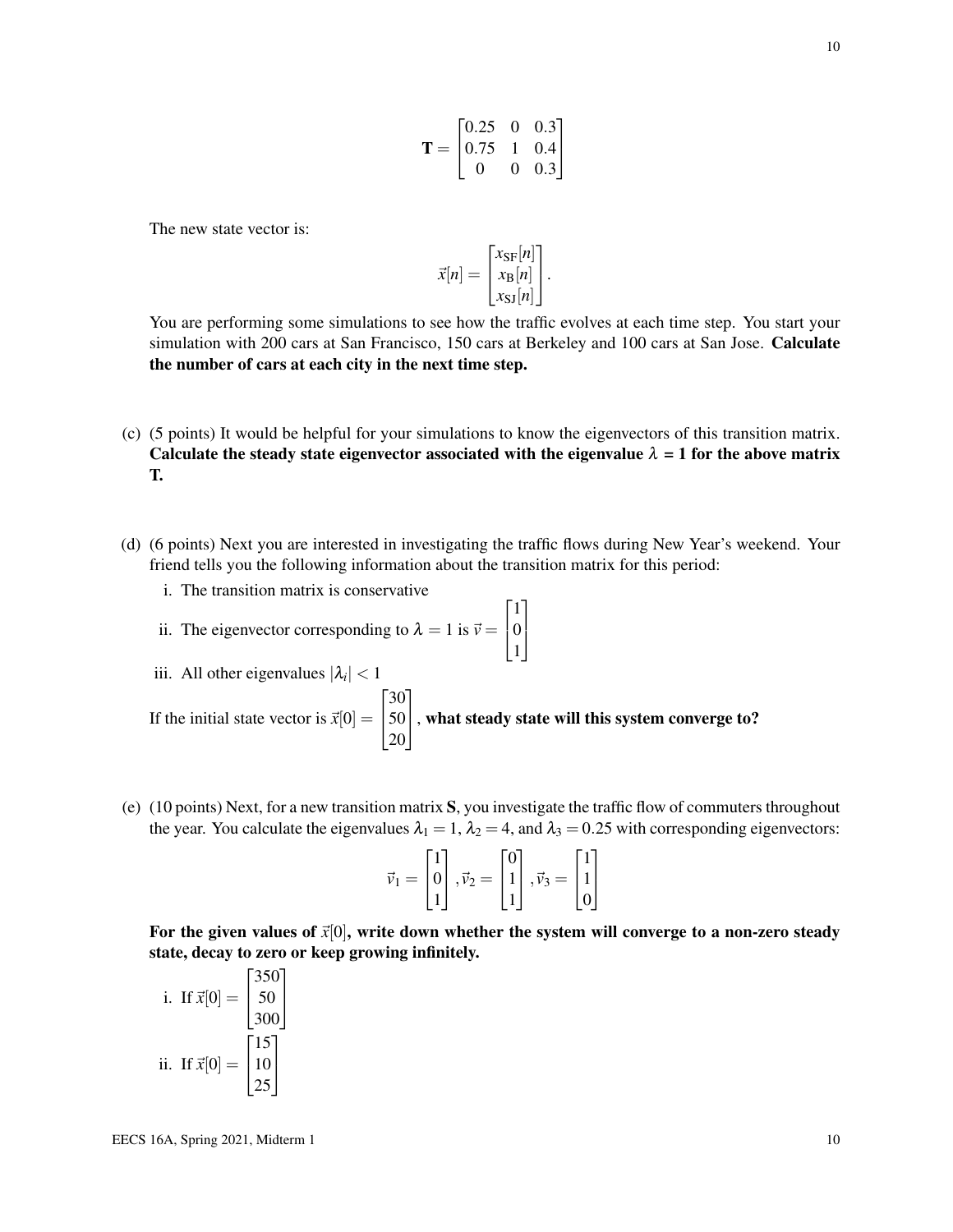$$\mathbf{T} = \begin{bmatrix} 0.25 & 0 & 0.3 \\ 0.75 & 1 & 0.4 \\ 0 & 0 & 0.3 \end{bmatrix}$$

The new state vector is:

$$\vec{x}[n] = \begin{bmatrix} x_{\text{SF}}[n] \\ x_{\text{B}}[n] \\ x_{\text{SJ}}[n] \end{bmatrix}.$$

You are performing some simulations to see how the traffic evolves at each time step. You start your simulation with 200 cars at San Francisco, 150 cars at Berkeley and 100 cars at San Jose. **Calculate the number of cars at each city in the next time step.**

(c) (5 points) It would be helpful for your simulations to know the eigenvectors of this transition matrix. **Calculate the steady state eigenvector associated with the eigenvalue $\lambda$ = 1 for the above matrix T.**

(d) (6 points) Next you are interested in investigating the traffic flows during New Year's weekend. Your friend tells you the following information about the transition matrix for this period:

i. The transition matrix is conservative

ii. The eigenvector corresponding to $\lambda = 1$ is $\vec{v} = \begin{bmatrix} 1 \\ 0 \\ 1 \end{bmatrix}$

iii. All other eigenvalues $|\lambda_i| < 1$

If the initial state vector is $\vec{x}[0] = \begin{bmatrix} 30 \\ 50 \\ 20 \end{bmatrix}$, **what steady state will this system converge to?**

(e) (10 points) Next, for a new transition matrix **S**, you investigate the traffic flow of commuters throughout the year. You calculate the eigenvalues $\lambda_1 = 1$, $\lambda_2 = 4$, and $\lambda_3 = 0.25$ with corresponding eigenvectors:

$$\vec{v}_1 = \begin{bmatrix} 1 \\ 0 \\ 1 \end{bmatrix}, \vec{v}_2 = \begin{bmatrix} 0 \\ 1 \\ 1 \end{bmatrix}, \vec{v}_3 = \begin{bmatrix} 1 \\ 1 \\ 0 \end{bmatrix}$$

**For the given values of $\vec{x}[0]$, write down whether the system will converge to a non-zero steady state, decay to zero or keep growing infinitely.**

i. If $\vec{x}[0] = \begin{bmatrix} 350 \\ 50 \\ 300 \end{bmatrix}$

ii. If $\vec{x}[0] = \begin{bmatrix} 15 \\ 10 \\ 25 \end{bmatrix}$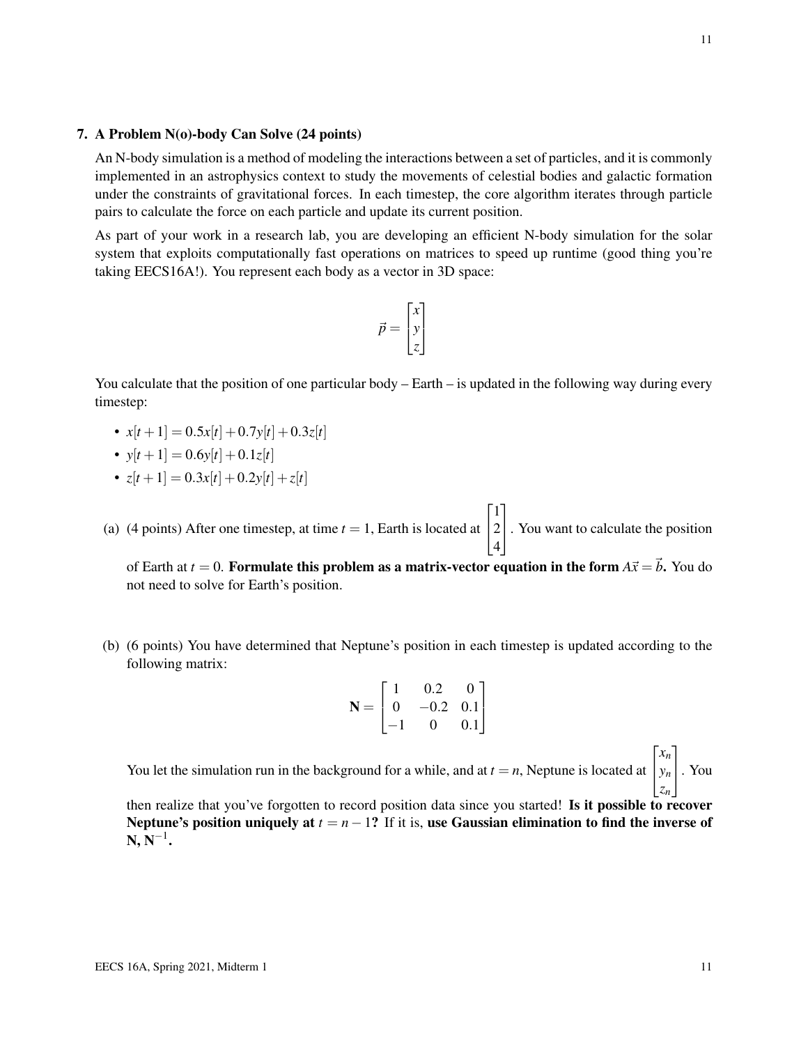## 7. A Problem N(o)-body Can Solve (24 points)

An N-body simulation is a method of modeling the interactions between a set of particles, and it is commonly implemented in an astrophysics context to study the movements of celestial bodies and galactic formation under the constraints of gravitational forces. In each timestep, the core algorithm iterates through particle pairs to calculate the force on each particle and update its current position.

As part of your work in a research lab, you are developing an efficient N-body simulation for the solar system that exploits computationally fast operations on matrices to speed up runtime (good thing you're taking EECS16A!). You represent each body as a vector in 3D space:

$$\vec{p} = \begin{bmatrix} x \\ y \\ z \end{bmatrix}$$

You calculate that the position of one particular body – Earth – is updated in the following way during every timestep:

- $x[t+1] = 0.5x[t] + 0.7y[t] + 0.3z[t]$
- $y[t+1] = 0.6y[t] + 0.1z[t]$
- $z[t+1] = 0.3x[t] + 0.2y[t] + z[t]$

(a) (4 points) After one timestep, at time $t = 1$, Earth is located at $\begin{bmatrix} 1 \\ 2 \\ 4 \end{bmatrix}$. You want to calculate the position of Earth at $t = 0$. **Formulate this problem as a matrix-vector equation in the form $A\vec{x} = \vec{b}$.** You do not need to solve for Earth's position.

(b) (6 points) You have determined that Neptune's position in each timestep is updated according to the following matrix:

$$\mathbf{N} = \begin{bmatrix} 1 & 0.2 & 0 \\ 0 & -0.2 & 0.1 \\ -1 & 0 & 0.1 \end{bmatrix}$$

You let the simulation run in the background for a while, and at $t = n$, Neptune is located at $\begin{bmatrix} x_n \\ y_n \\ z_n \end{bmatrix}$. You then realize that you've forgotten to record position data since you started! **Is it possible to recover Neptune's position uniquely at $t = n - 1$?** If it is, **use Gaussian elimination to find the inverse of $\mathbf{N}$, $\mathbf{N}^{-1}$.**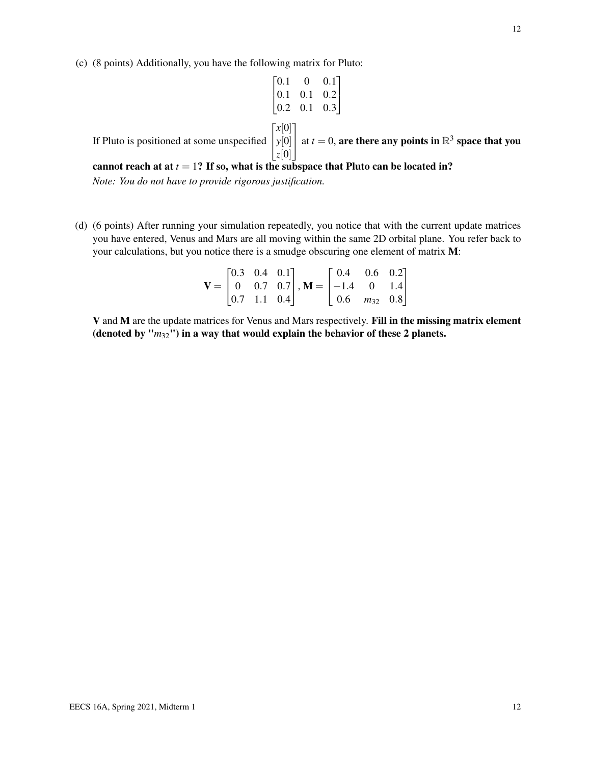(c) (8 points) Additionally, you have the following matrix for Pluto:

$$\begin{bmatrix} 0.1 & 0 & 0.1 \\ 0.1 & 0.1 & 0.2 \\ 0.2 & 0.1 & 0.3 \end{bmatrix}$$

If Pluto is positioned at some unspecified $\begin{bmatrix} x[0] \\ y[0] \\ z[0] \end{bmatrix}$ at $t = 0$, **are there any points in $\mathbb{R}^3$ space that you cannot reach at at $t = 1$? If so, what is the subspace that Pluto can be located in?**

*Note: You do not have to provide rigorous justification.*

(d) (6 points) After running your simulation repeatedly, you notice that with the current update matrices you have entered, Venus and Mars are all moving within the same 2D orbital plane. You refer back to your calculations, but you notice there is a smudge obscuring one element of matrix **M**:

$$\mathbf{V} = \begin{bmatrix} 0.3 & 0.4 & 0.1 \\ 0 & 0.7 & 0.7 \\ 0.7 & 1.1 & 0.4 \end{bmatrix}, \mathbf{M} = \begin{bmatrix} 0.4 & 0.6 & 0.2 \\ -1.4 & 0 & 1.4 \\ 0.6 & m_{32} & 0.8 \end{bmatrix}$$

**V** and **M** are the update matrices for Venus and Mars respectively. **Fill in the missing matrix element (denoted by "$m_{32}$") in a way that would explain the behavior of these 2 planets.**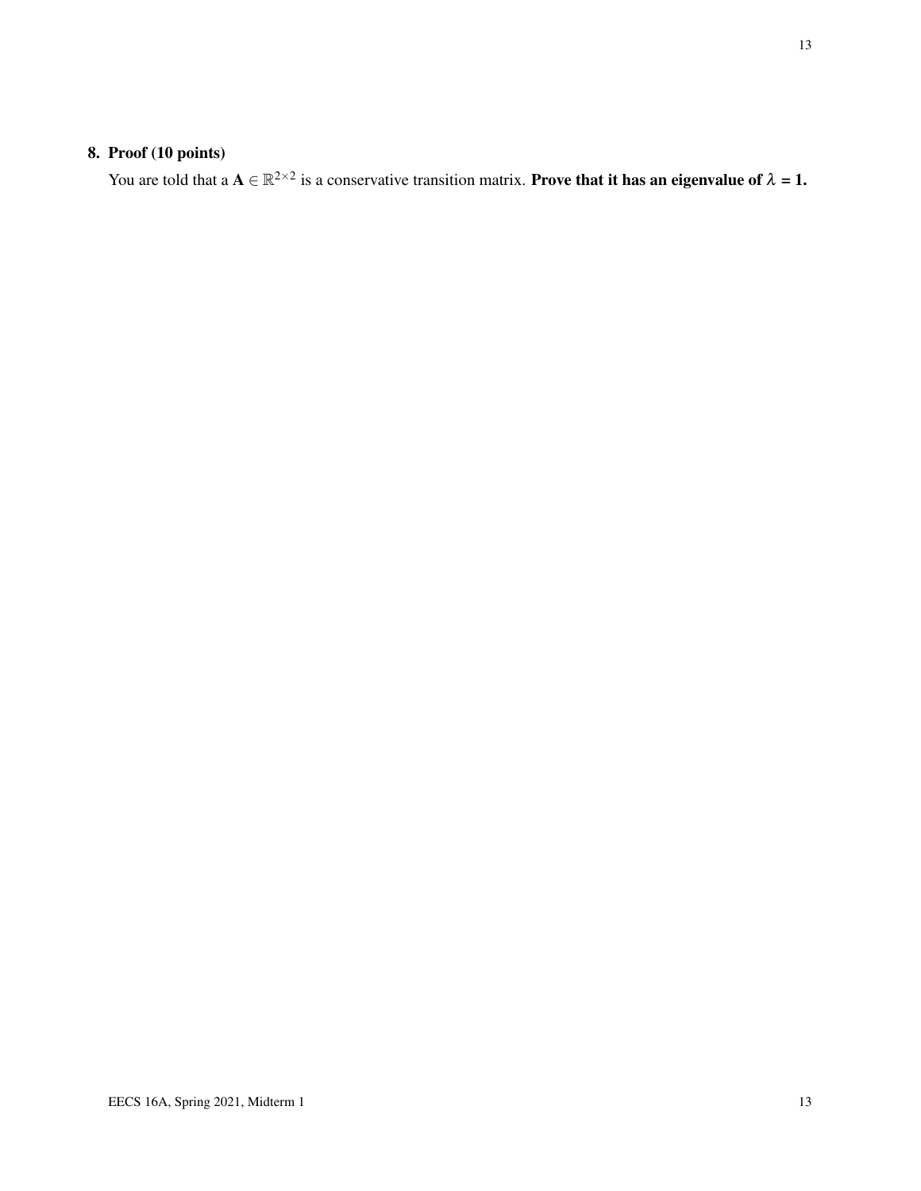## 8. Proof (10 points)

You are told that a $\mathbf{A} \in \mathbb{R}^{2\times 2}$ is a conservative transition matrix. **Prove that it has an eigenvalue of $\lambda$ = 1.**